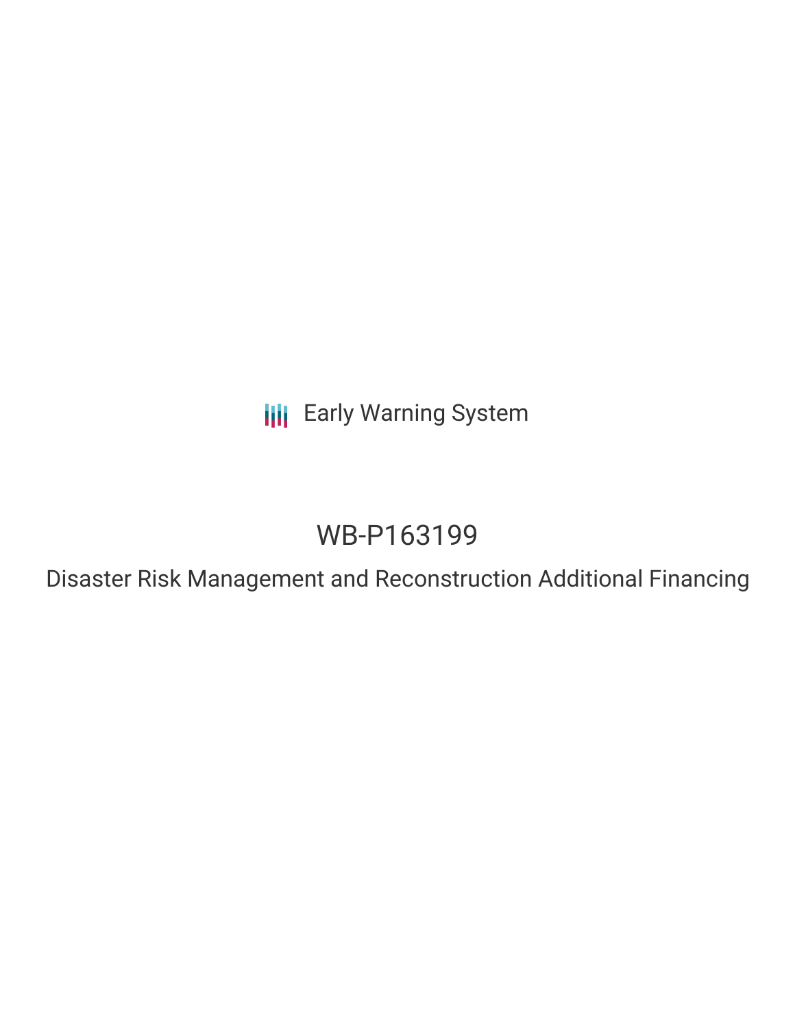Early Warning System

# WB-P163199

## Disaster Risk Management and Reconstruction Additional Financing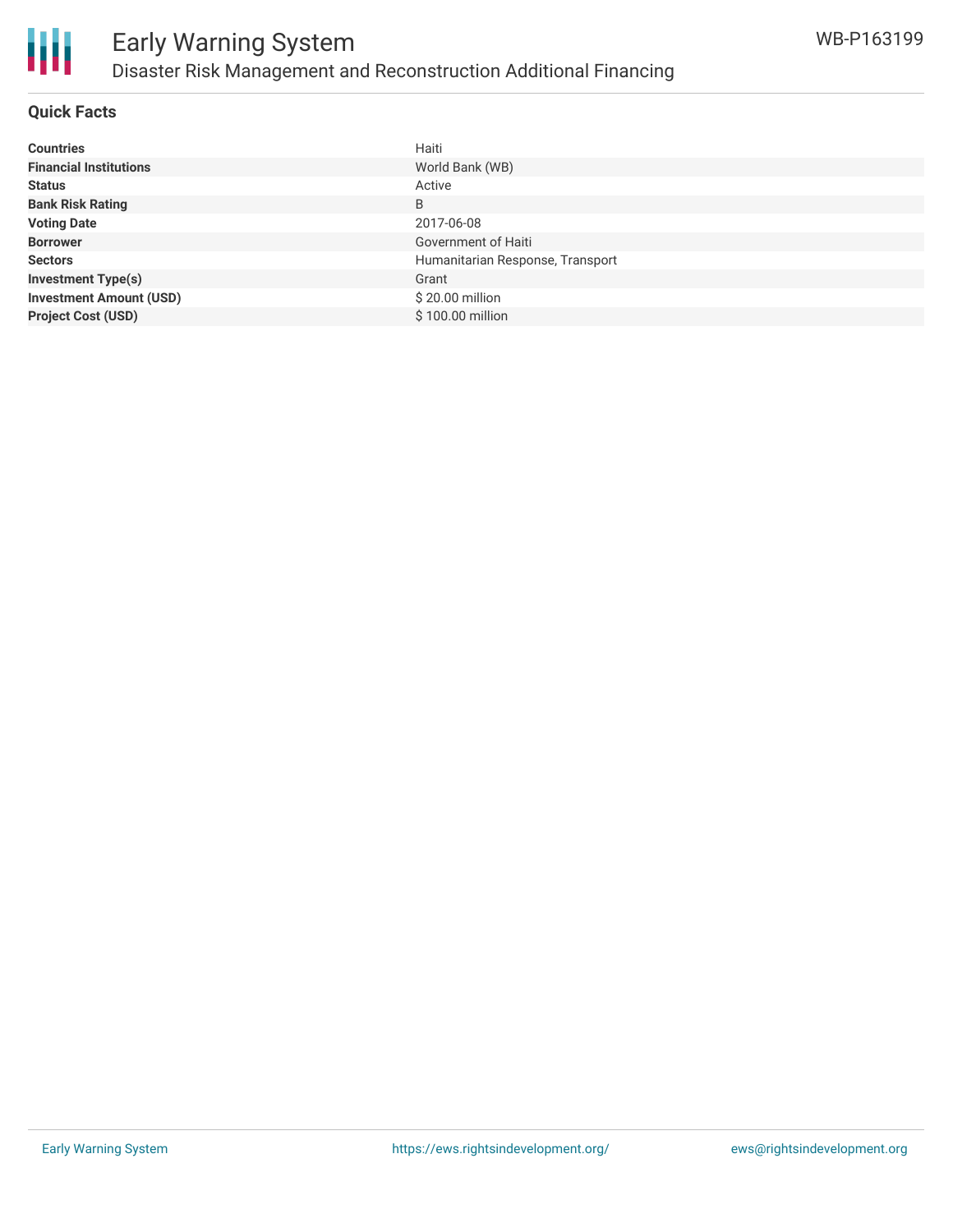# Early Warning System

## Disaster Risk Management and Reconstruction Additional Financing

WB-P163199

### Quick Facts

| | |
|---|---|
| **Countries** | Haiti |
| **Financial Institutions** | World Bank (WB) |
| **Status** | Active |
| **Bank Risk Rating** | B |
| **Voting Date** | 2017-06-08 |
| **Borrower** | Government of Haiti |
| **Sectors** | Humanitarian Response, Transport |
| **Investment Type(s)** | Grant |
| **Investment Amount (USD)** | $ 20.00 million |
| **Project Cost (USD)** | $ 100.00 million |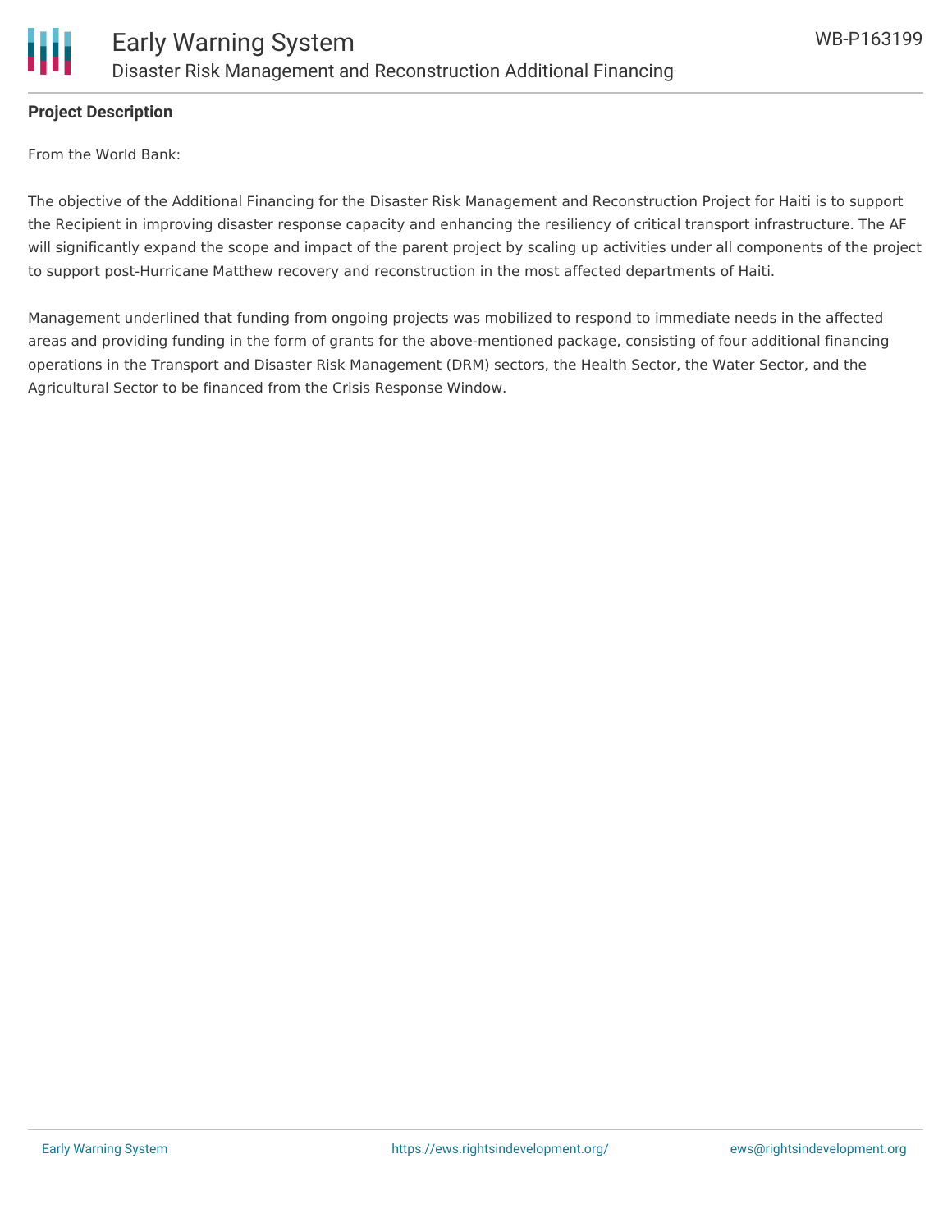**Project Description**

From the World Bank:

The objective of the Additional Financing for the Disaster Risk Management and Reconstruction Project for Haiti is to support the Recipient in improving disaster response capacity and enhancing the resiliency of critical transport infrastructure. The AF will significantly expand the scope and impact of the parent project by scaling up activities under all components of the project to support post-Hurricane Matthew recovery and reconstruction in the most affected departments of Haiti.

Management underlined that funding from ongoing projects was mobilized to respond to immediate needs in the affected areas and providing funding in the form of grants for the above-mentioned package, consisting of four additional financing operations in the Transport and Disaster Risk Management (DRM) sectors, the Health Sector, the Water Sector, and the Agricultural Sector to be financed from the Crisis Response Window.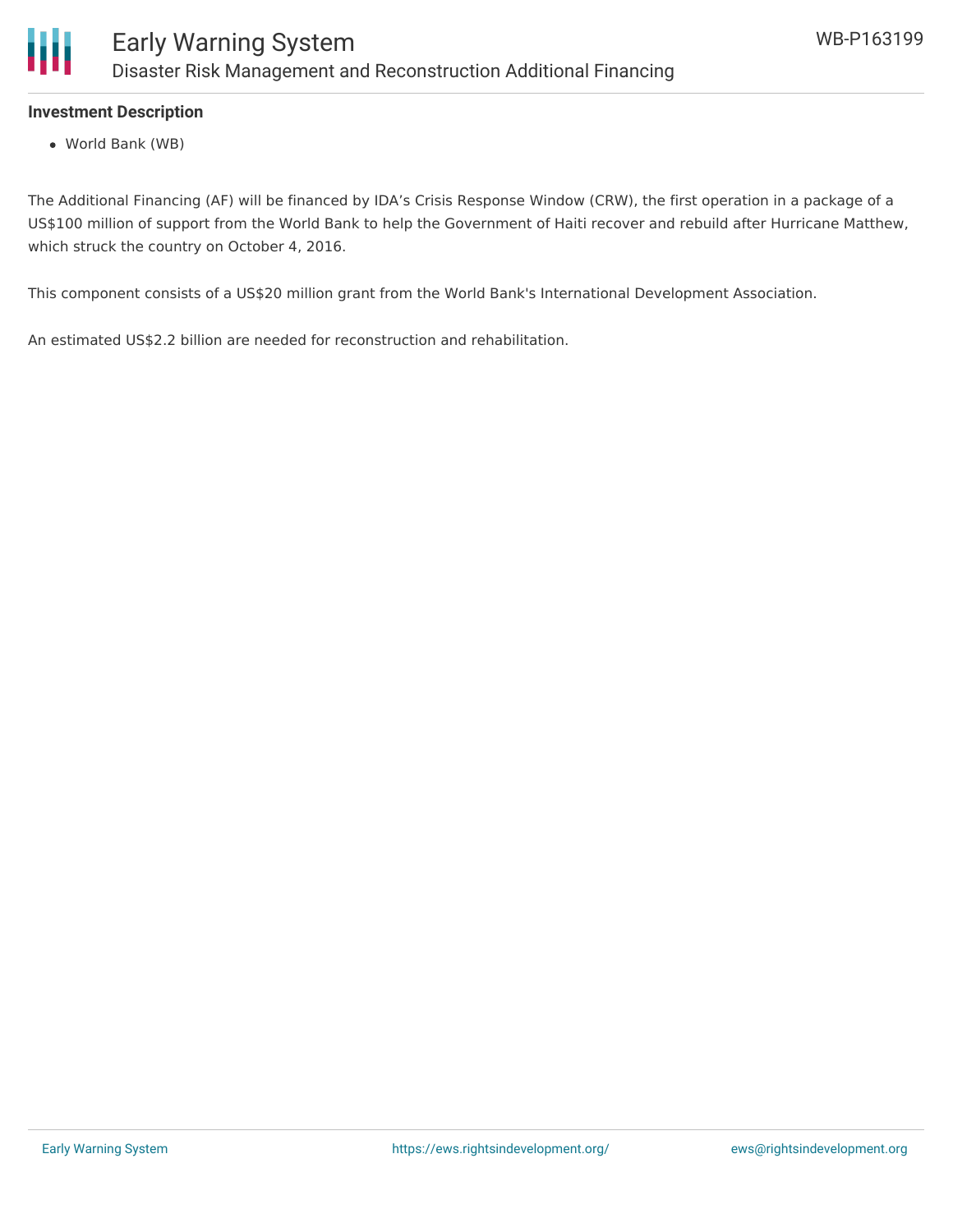### Investment Description

- World Bank (WB)

The Additional Financing (AF) will be financed by IDA's Crisis Response Window (CRW), the first operation in a package of a US$100 million of support from the World Bank to help the Government of Haiti recover and rebuild after Hurricane Matthew, which struck the country on October 4, 2016.

This component consists of a US$20 million grant from the World Bank's International Development Association.

An estimated US$2.2 billion are needed for reconstruction and rehabilitation.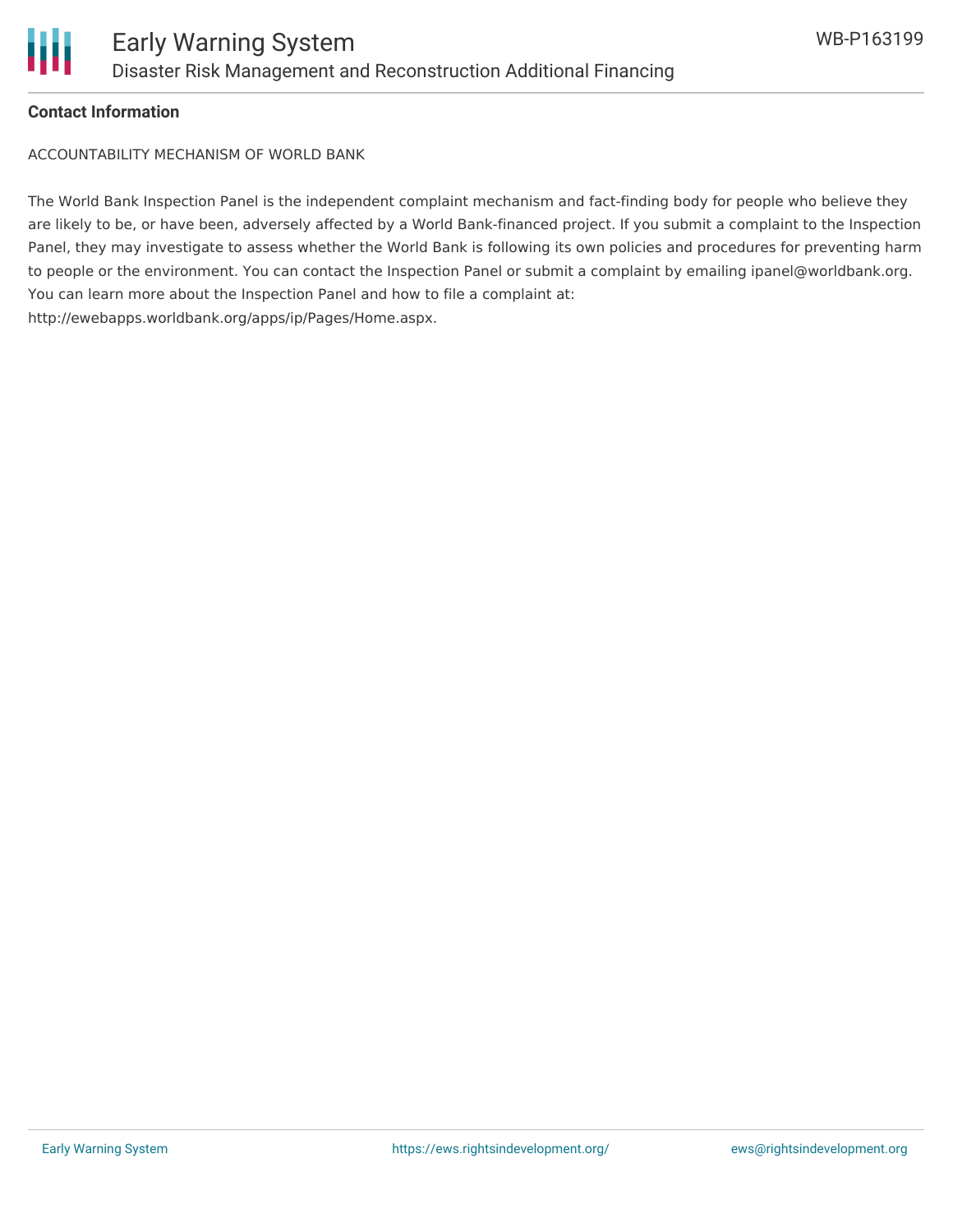**Contact Information**

ACCOUNTABILITY MECHANISM OF WORLD BANK

The World Bank Inspection Panel is the independent complaint mechanism and fact-finding body for people who believe they are likely to be, or have been, adversely affected by a World Bank-financed project. If you submit a complaint to the Inspection Panel, they may investigate to assess whether the World Bank is following its own policies and procedures for preventing harm to people or the environment. You can contact the Inspection Panel or submit a complaint by emailing ipanel@worldbank.org. You can learn more about the Inspection Panel and how to file a complaint at: http://ewebapps.worldbank.org/apps/ip/Pages/Home.aspx.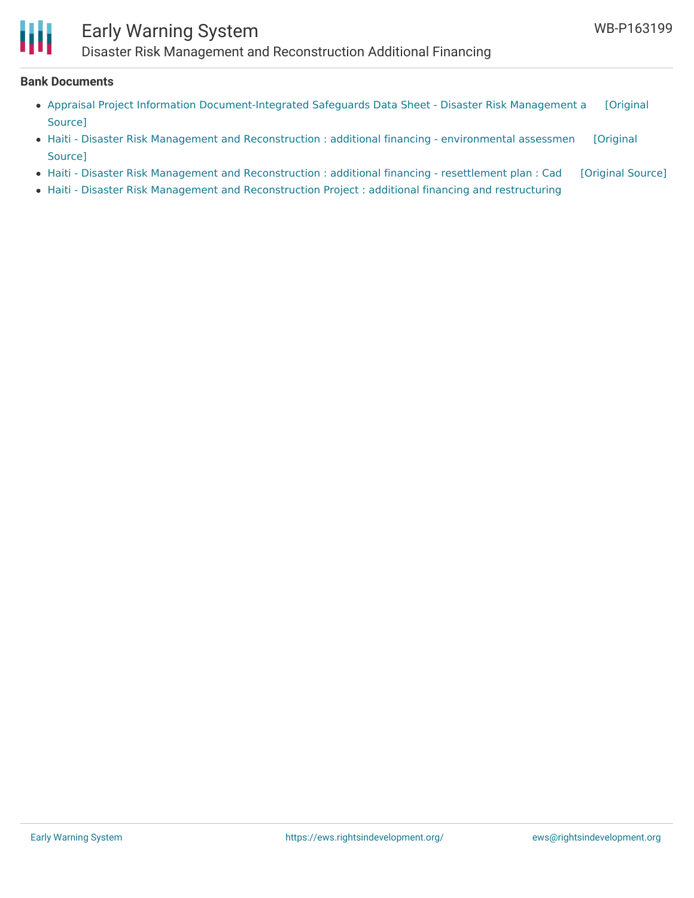**Bank Documents**

- Appraisal Project Information Document-Integrated Safeguards Data Sheet - Disaster Risk Management a [Original Source]
- Haiti - Disaster Risk Management and Reconstruction : additional financing - environmental assessmen [Original Source]
- Haiti - Disaster Risk Management and Reconstruction : additional financing - resettlement plan : Cad [Original Source]
- Haiti - Disaster Risk Management and Reconstruction Project : additional financing and restructuring